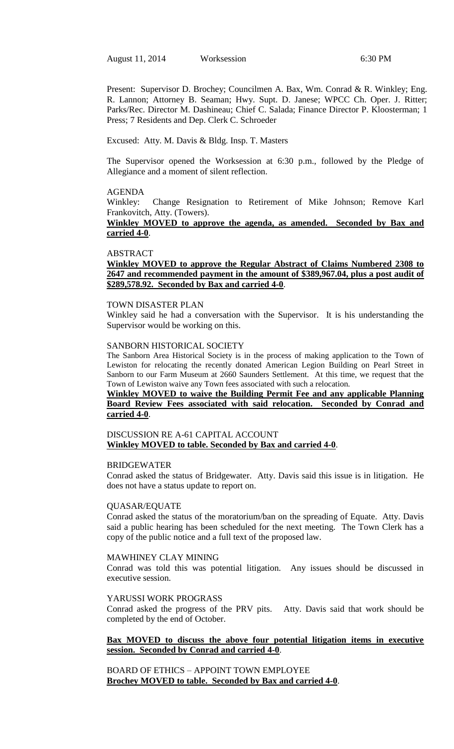August 11, 2014 Worksession 6:30 PM

Present: Supervisor D. Brochey; Councilmen A. Bax, Wm. Conrad & R. Winkley; Eng. R. Lannon; Attorney B. Seaman; Hwy. Supt. D. Janese; WPCC Ch. Oper. J. Ritter; Parks/Rec. Director M. Dashineau; Chief C. Salada; Finance Director P. Kloosterman; 1 Press; 7 Residents and Dep. Clerk C. Schroeder

Excused: Atty. M. Davis & Bldg. Insp. T. Masters

The Supervisor opened the Worksession at 6:30 p.m., followed by the Pledge of Allegiance and a moment of silent reflection.

AGENDA

Winkley: Change Resignation to Retirement of Mike Johnson; Remove Karl Frankovitch, Atty. (Towers).

**Winkley MOVED to approve the agenda, as amended. Seconded by Bax and carried 4-0**.

ABSTRACT

**Winkley MOVED to approve the Regular Abstract of Claims Numbered 2308 to 2647 and recommended payment in the amount of $389,967.04, plus a post audit of $289,578.92. Seconded by Bax and carried 4-0**.

TOWN DISASTER PLAN

Winkley said he had a conversation with the Supervisor. It is his understanding the Supervisor would be working on this.

SANBORN HISTORICAL SOCIETY

The Sanborn Area Historical Society is in the process of making application to the Town of Lewiston for relocating the recently donated American Legion Building on Pearl Street in Sanborn to our Farm Museum at 2660 Saunders Settlement. At this time, we request that the Town of Lewiston waive any Town fees associated with such a relocation.

**Winkley MOVED to waive the Building Permit Fee and any applicable Planning Board Review Fees associated with said relocation. Seconded by Conrad and carried 4-0**.

DISCUSSION RE A-61 CAPITAL ACCOUNT

**Winkley MOVED to table. Seconded by Bax and carried 4-0**.

BRIDGEWATER

Conrad asked the status of Bridgewater. Atty. Davis said this issue is in litigation. He does not have a status update to report on.

QUASAR/EQUATE

Conrad asked the status of the moratorium/ban on the spreading of Equate. Atty. Davis said a public hearing has been scheduled for the next meeting. The Town Clerk has a copy of the public notice and a full text of the proposed law.

MAWHINEY CLAY MINING

Conrad was told this was potential litigation. Any issues should be discussed in executive session.

YARUSSI WORK PROGRASS

Conrad asked the progress of the PRV pits. Atty. Davis said that work should be completed by the end of October.

**Bax MOVED to discuss the above four potential litigation items in executive session. Seconded by Conrad and carried 4-0**.

BOARD OF ETHICS – APPOINT TOWN EMPLOYEE

**Brochey MOVED to table. Seconded by Bax and carried 4-0**.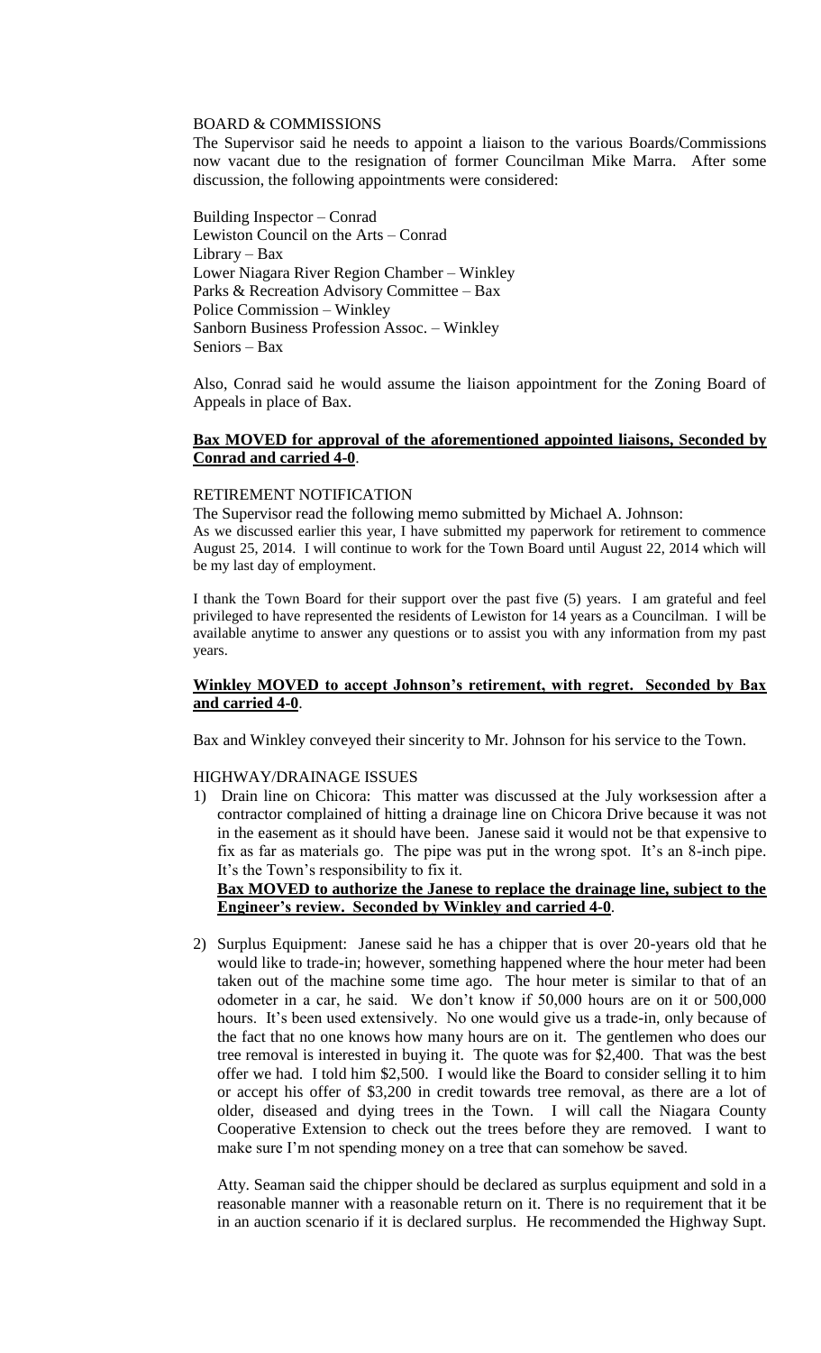BOARD & COMMISSIONS

The Supervisor said he needs to appoint a liaison to the various Boards/Commissions now vacant due to the resignation of former Councilman Mike Marra. After some discussion, the following appointments were considered:

Building Inspector – Conrad
Lewiston Council on the Arts – Conrad
Library – Bax
Lower Niagara River Region Chamber – Winkley
Parks & Recreation Advisory Committee – Bax
Police Commission – Winkley
Sanborn Business Profession Assoc. – Winkley
Seniors – Bax

Also, Conrad said he would assume the liaison appointment for the Zoning Board of Appeals in place of Bax.

**Bax MOVED for approval of the aforementioned appointed liaisons, Seconded by Conrad and carried 4-0**.

RETIREMENT NOTIFICATION

The Supervisor read the following memo submitted by Michael A. Johnson:

As we discussed earlier this year, I have submitted my paperwork for retirement to commence August 25, 2014. I will continue to work for the Town Board until August 22, 2014 which will be my last day of employment.

I thank the Town Board for their support over the past five (5) years. I am grateful and feel privileged to have represented the residents of Lewiston for 14 years as a Councilman. I will be available anytime to answer any questions or to assist you with any information from my past years.

**Winkley MOVED to accept Johnson's retirement, with regret. Seconded by Bax and carried 4-0**.

Bax and Winkley conveyed their sincerity to Mr. Johnson for his service to the Town.

HIGHWAY/DRAINAGE ISSUES

1) Drain line on Chicora: This matter was discussed at the July worksession after a contractor complained of hitting a drainage line on Chicora Drive because it was not in the easement as it should have been. Janese said it would not be that expensive to fix as far as materials go. The pipe was put in the wrong spot. It's an 8-inch pipe. It's the Town's responsibility to fix it.

   **Bax MOVED to authorize the Janese to replace the drainage line, subject to the Engineer's review. Seconded by Winkley and carried 4-0**.

2) Surplus Equipment: Janese said he has a chipper that is over 20-years old that he would like to trade-in; however, something happened where the hour meter had been taken out of the machine some time ago. The hour meter is similar to that of an odometer in a car, he said. We don't know if 50,000 hours are on it or 500,000 hours. It's been used extensively. No one would give us a trade-in, only because of the fact that no one knows how many hours are on it. The gentlemen who does our tree removal is interested in buying it. The quote was for $2,400. That was the best offer we had. I told him $2,500. I would like the Board to consider selling it to him or accept his offer of $3,200 in credit towards tree removal, as there are a lot of older, diseased and dying trees in the Town. I will call the Niagara County Cooperative Extension to check out the trees before they are removed. I want to make sure I'm not spending money on a tree that can somehow be saved.

   Atty. Seaman said the chipper should be declared as surplus equipment and sold in a reasonable manner with a reasonable return on it. There is no requirement that it be in an auction scenario if it is declared surplus. He recommended the Highway Supt.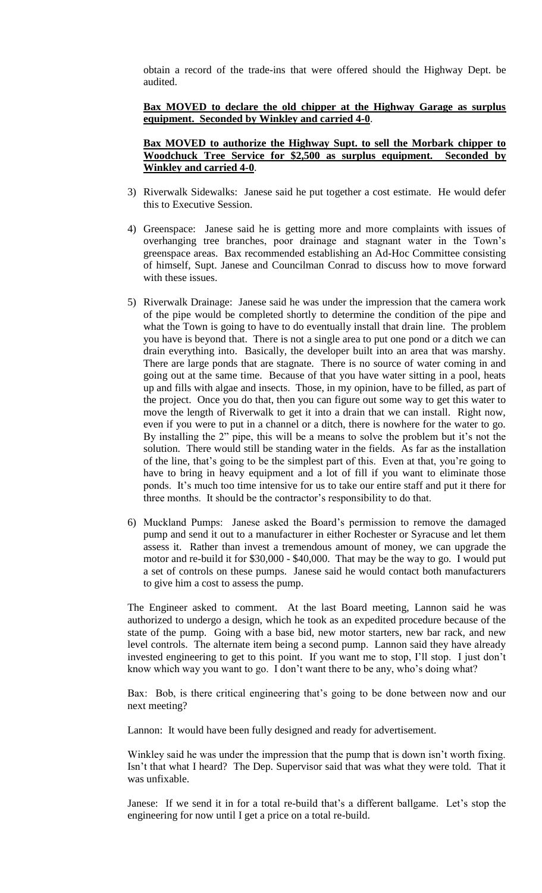obtain a record of the trade-ins that were offered should the Highway Dept. be audited.

**Bax MOVED to declare the old chipper at the Highway Garage as surplus equipment. Seconded by Winkley and carried 4-0.**

**Bax MOVED to authorize the Highway Supt. to sell the Morbark chipper to Woodchuck Tree Service for $2,500 as surplus equipment. Seconded by Winkley and carried 4-0.**

3) Riverwalk Sidewalks: Janese said he put together a cost estimate. He would defer this to Executive Session.

4) Greenspace: Janese said he is getting more and more complaints with issues of overhanging tree branches, poor drainage and stagnant water in the Town's greenspace areas. Bax recommended establishing an Ad-Hoc Committee consisting of himself, Supt. Janese and Councilman Conrad to discuss how to move forward with these issues.

5) Riverwalk Drainage: Janese said he was under the impression that the camera work of the pipe would be completed shortly to determine the condition of the pipe and what the Town is going to have to do eventually install that drain line. The problem you have is beyond that. There is not a single area to put one pond or a ditch we can drain everything into. Basically, the developer built into an area that was marshy. There are large ponds that are stagnate. There is no source of water coming in and going out at the same time. Because of that you have water sitting in a pool, heats up and fills with algae and insects. Those, in my opinion, have to be filled, as part of the project. Once you do that, then you can figure out some way to get this water to move the length of Riverwalk to get it into a drain that we can install. Right now, even if you were to put in a channel or a ditch, there is nowhere for the water to go. By installing the 2" pipe, this will be a means to solve the problem but it's not the solution. There would still be standing water in the fields. As far as the installation of the line, that's going to be the simplest part of this. Even at that, you're going to have to bring in heavy equipment and a lot of fill if you want to eliminate those ponds. It's much too time intensive for us to take our entire staff and put it there for three months. It should be the contractor's responsibility to do that.

6) Muckland Pumps: Janese asked the Board's permission to remove the damaged pump and send it out to a manufacturer in either Rochester or Syracuse and let them assess it. Rather than invest a tremendous amount of money, we can upgrade the motor and re-build it for $30,000 - $40,000. That may be the way to go. I would put a set of controls on these pumps. Janese said he would contact both manufacturers to give him a cost to assess the pump.

The Engineer asked to comment. At the last Board meeting, Lannon said he was authorized to undergo a design, which he took as an expedited procedure because of the state of the pump. Going with a base bid, new motor starters, new bar rack, and new level controls. The alternate item being a second pump. Lannon said they have already invested engineering to get to this point. If you want me to stop, I'll stop. I just don't know which way you want to go. I don't want there to be any, who's doing what?

Bax: Bob, is there critical engineering that's going to be done between now and our next meeting?

Lannon: It would have been fully designed and ready for advertisement.

Winkley said he was under the impression that the pump that is down isn't worth fixing. Isn't that what I heard? The Dep. Supervisor said that was what they were told. That it was unfixable.

Janese: If we send it in for a total re-build that's a different ballgame. Let's stop the engineering for now until I get a price on a total re-build.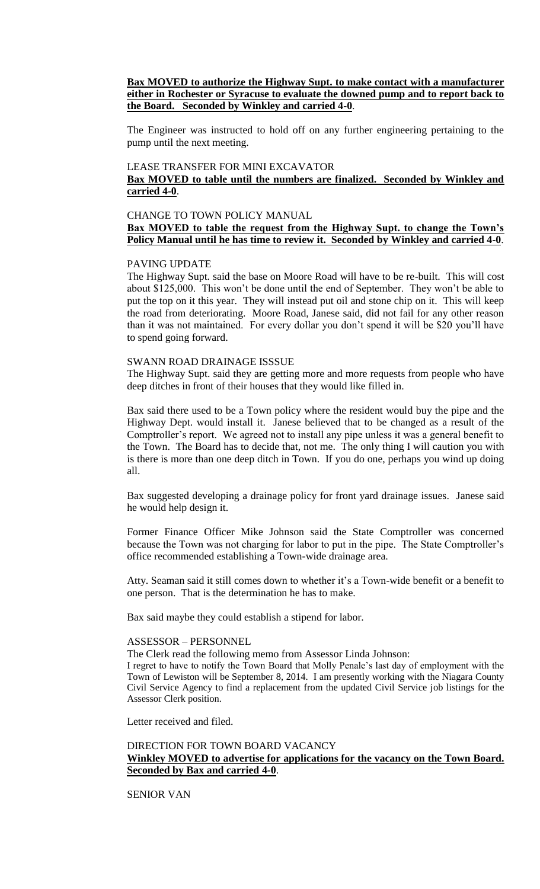**Bax MOVED to authorize the Highway Supt. to make contact with a manufacturer either in Rochester or Syracuse to evaluate the downed pump and to report back to the Board. Seconded by Winkley and carried 4-0**.

The Engineer was instructed to hold off on any further engineering pertaining to the pump until the next meeting.

LEASE TRANSFER FOR MINI EXCAVATOR

**Bax MOVED to table until the numbers are finalized. Seconded by Winkley and carried 4-0**.

CHANGE TO TOWN POLICY MANUAL

**Bax MOVED to table the request from the Highway Supt. to change the Town's Policy Manual until he has time to review it. Seconded by Winkley and carried 4-0**.

PAVING UPDATE

The Highway Supt. said the base on Moore Road will have to be re-built. This will cost about $125,000. This won't be done until the end of September. They won't be able to put the top on it this year. They will instead put oil and stone chip on it. This will keep the road from deteriorating. Moore Road, Janese said, did not fail for any other reason than it was not maintained. For every dollar you don't spend it will be $20 you'll have to spend going forward.

SWANN ROAD DRAINAGE ISSSUE

The Highway Supt. said they are getting more and more requests from people who have deep ditches in front of their houses that they would like filled in.

Bax said there used to be a Town policy where the resident would buy the pipe and the Highway Dept. would install it. Janese believed that to be changed as a result of the Comptroller's report. We agreed not to install any pipe unless it was a general benefit to the Town. The Board has to decide that, not me. The only thing I will caution you with is there is more than one deep ditch in Town. If you do one, perhaps you wind up doing all.

Bax suggested developing a drainage policy for front yard drainage issues. Janese said he would help design it.

Former Finance Officer Mike Johnson said the State Comptroller was concerned because the Town was not charging for labor to put in the pipe. The State Comptroller's office recommended establishing a Town-wide drainage area.

Atty. Seaman said it still comes down to whether it's a Town-wide benefit or a benefit to one person. That is the determination he has to make.

Bax said maybe they could establish a stipend for labor.

ASSESSOR – PERSONNEL

The Clerk read the following memo from Assessor Linda Johnson:

I regret to have to notify the Town Board that Molly Penale's last day of employment with the Town of Lewiston will be September 8, 2014. I am presently working with the Niagara County Civil Service Agency to find a replacement from the updated Civil Service job listings for the Assessor Clerk position.

Letter received and filed.

DIRECTION FOR TOWN BOARD VACANCY

**Winkley MOVED to advertise for applications for the vacancy on the Town Board. Seconded by Bax and carried 4-0**.

SENIOR VAN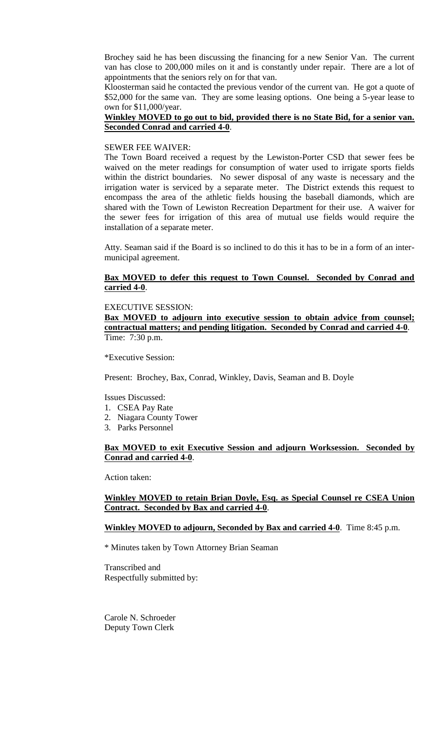Brochey said he has been discussing the financing for a new Senior Van. The current van has close to 200,000 miles on it and is constantly under repair. There are a lot of appointments that the seniors rely on for that van.

Kloosterman said he contacted the previous vendor of the current van. He got a quote of $52,000 for the same van. They are some leasing options. One being a 5-year lease to own for $11,000/year.

**Winkley MOVED to go out to bid, provided there is no State Bid, for a senior van. Seconded Conrad and carried 4-0**.

SEWER FEE WAIVER:

The Town Board received a request by the Lewiston-Porter CSD that sewer fees be waived on the meter readings for consumption of water used to irrigate sports fields within the district boundaries. No sewer disposal of any waste is necessary and the irrigation water is serviced by a separate meter. The District extends this request to encompass the area of the athletic fields housing the baseball diamonds, which are shared with the Town of Lewiston Recreation Department for their use. A waiver for the sewer fees for irrigation of this area of mutual use fields would require the installation of a separate meter.

Atty. Seaman said if the Board is so inclined to do this it has to be in a form of an inter-municipal agreement.

**Bax MOVED to defer this request to Town Counsel. Seconded by Conrad and carried 4-0**.

EXECUTIVE SESSION:

**Bax MOVED to adjourn into executive session to obtain advice from counsel; contractual matters; and pending litigation. Seconded by Conrad and carried 4-0**.
Time: 7:30 p.m.

*Executive Session:

Present: Brochey, Bax, Conrad, Winkley, Davis, Seaman and B. Doyle

Issues Discussed:

1. CSEA Pay Rate
2. Niagara County Tower
3. Parks Personnel

**Bax MOVED to exit Executive Session and adjourn Worksession. Seconded by Conrad and carried 4-0**.

Action taken:

**Winkley MOVED to retain Brian Doyle, Esq. as Special Counsel re CSEA Union Contract. Seconded by Bax and carried 4-0**.

**Winkley MOVED to adjourn, Seconded by Bax and carried 4-0**. Time 8:45 p.m.

* Minutes taken by Town Attorney Brian Seaman

Transcribed and
Respectfully submitted by:

Carole N. Schroeder
Deputy Town Clerk